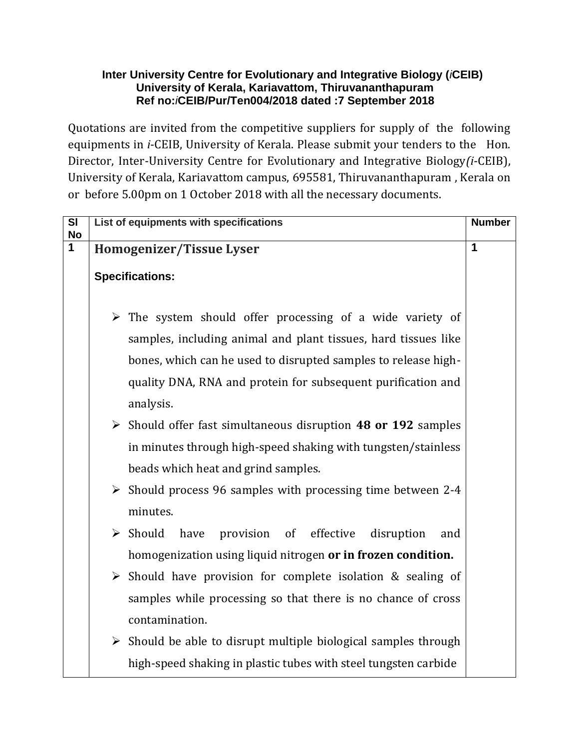**Inter University Centre for Evolutionary and Integrative Biology (*i*CEIB)**
**University of Kerala, Kariavattom, Thiruvananthapuram**
**Ref no:*i*CEIB/Pur/Ten004/2018 dated :7 September 2018**

Quotations are invited from the competitive suppliers for supply of the following equipments in *i*-CEIB, University of Kerala. Please submit your tenders to the Hon. Director, Inter-University Centre for Evolutionary and Integrative Biology*(i*-CEIB), University of Kerala, Kariavattom campus, 695581, Thiruvananthapuram , Kerala on or before 5.00pm on 1 October 2018 with all the necessary documents.

| Sl No | List of equipments with specifications | Number |
|---|---|---|
| 1 | **Homogenizer/Tissue Lyser**<br><br>**Specifications:**<br><br>➢ The system should offer processing of a wide variety of samples, including animal and plant tissues, hard tissues like bones, which can he used to disrupted samples to release high-quality DNA, RNA and protein for subsequent purification and analysis.<br>➢ Should offer fast simultaneous disruption **48 or 192** samples in minutes through high-speed shaking with tungsten/stainless beads which heat and grind samples.<br>➢ Should process 96 samples with processing time between 2-4 minutes.<br>➢ Should have provision of effective disruption and homogenization using liquid nitrogen **or in frozen condition.**<br>➢ Should have provision for complete isolation & sealing of samples while processing so that there is no chance of cross contamination.<br>➢ Should be able to disrupt multiple biological samples through high-speed shaking in plastic tubes with steel tungsten carbide | 1 |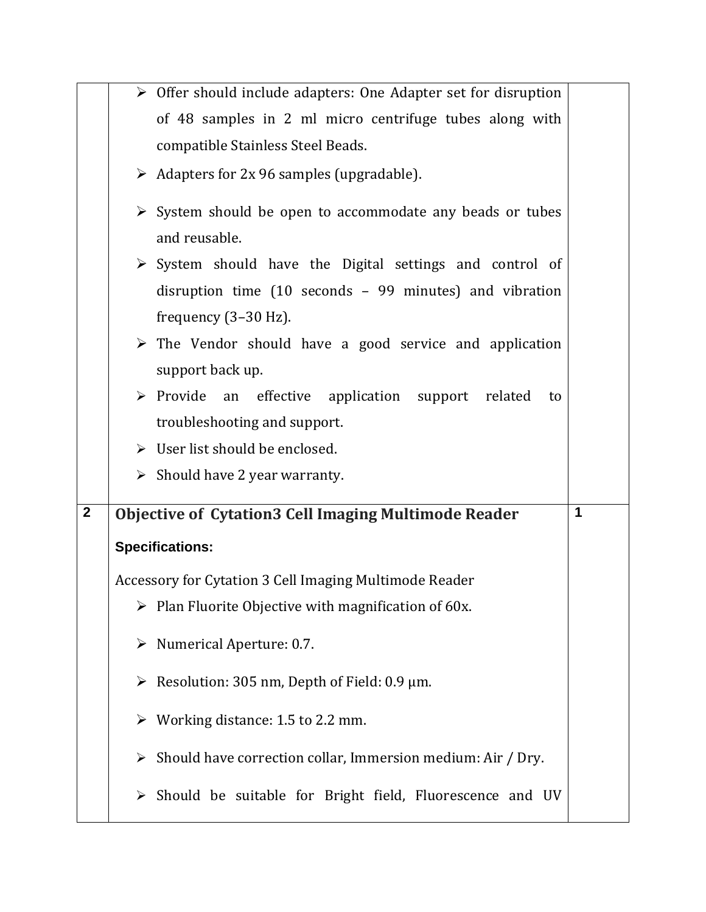| | | |
|---|---|---|
| | ➢ Offer should include adapters: One Adapter set for disruption of 48 samples in 2 ml micro centrifuge tubes along with compatible Stainless Steel Beads.<br>➢ Adapters for 2x 96 samples (upgradable).<br>➢ System should be open to accommodate any beads or tubes and reusable.<br>➢ System should have the Digital settings and control of disruption time (10 seconds – 99 minutes) and vibration frequency (3–30 Hz).<br>➢ The Vendor should have a good service and application support back up.<br>➢ Provide an effective application support related to troubleshooting and support.<br>➢ User list should be enclosed.<br>➢ Should have 2 year warranty. | |
| 2 | **Objective of Cytation3 Cell Imaging Multimode Reader**<br><br>**Specifications:**<br><br>Accessory for Cytation 3 Cell Imaging Multimode Reader<br>➢ Plan Fluorite Objective with magnification of 60x.<br>➢ Numerical Aperture: 0.7.<br>➢ Resolution: 305 nm, Depth of Field: 0.9 µm.<br>➢ Working distance: 1.5 to 2.2 mm.<br>➢ Should have correction collar, Immersion medium: Air / Dry.<br>➢ Should be suitable for Bright field, Fluorescence and UV | 1 |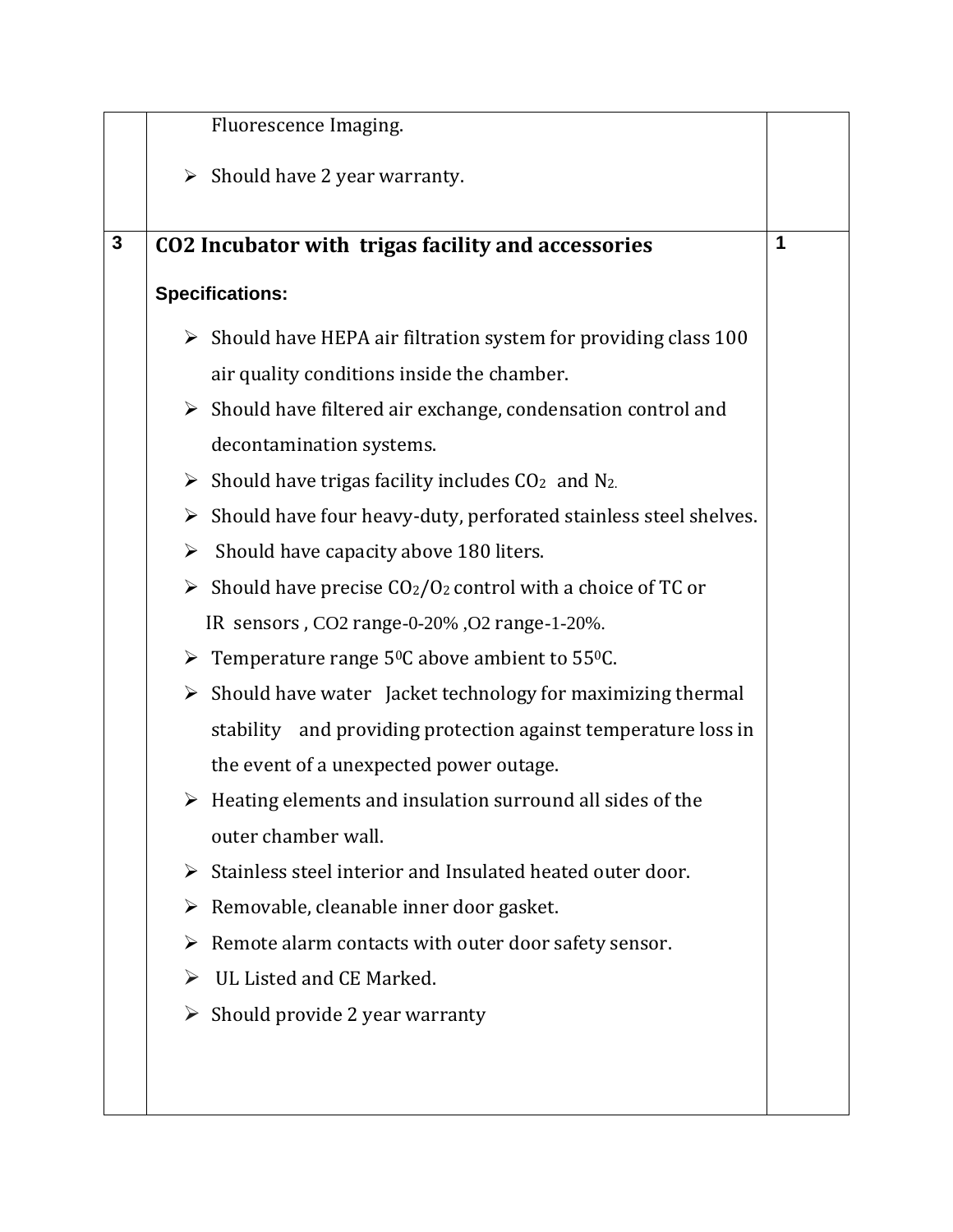| | | |
|---|---|---|
| | Fluorescence Imaging.<br><br>➢ Should have 2 year warranty. | |
| 3 | **CO2 Incubator with trigas facility and accessories**<br><br>**Specifications:**<br><br>➢ Should have HEPA air filtration system for providing class 100 air quality conditions inside the chamber.<br>➢ Should have filtered air exchange, condensation control and decontamination systems.<br>➢ Should have trigas facility includes $CO_2$ and $N_2$.<br>➢ Should have four heavy-duty, perforated stainless steel shelves.<br>➢ Should have capacity above 180 liters.<br>➢ Should have precise $CO_2/O_2$ control with a choice of TC or IR sensors , CO2 range-0-20% ,O2 range-1-20%.<br>➢ Temperature range $5^0$C above ambient to $55^0$C.<br>➢ Should have water Jacket technology for maximizing thermal stability and providing protection against temperature loss in the event of a unexpected power outage.<br>➢ Heating elements and insulation surround all sides of the outer chamber wall.<br>➢ Stainless steel interior and Insulated heated outer door.<br>➢ Removable, cleanable inner door gasket.<br>➢ Remote alarm contacts with outer door safety sensor.<br>➢ UL Listed and CE Marked.<br>➢ Should provide 2 year warranty | 1 |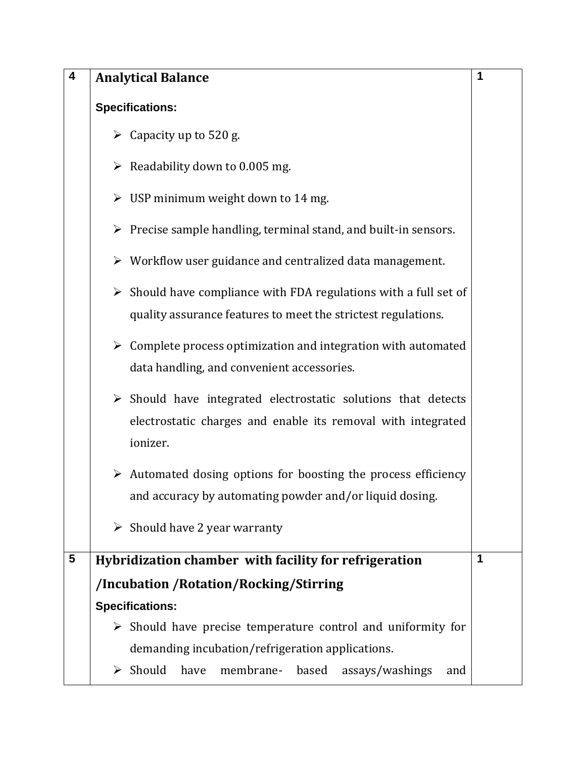| | | |
|---|---|---|
| 4 | **Analytical Balance**<br><br>**Specifications:**<br><br>➢ Capacity up to 520 g.<br><br>➢ Readability down to 0.005 mg.<br><br>➢ USP minimum weight down to 14 mg.<br><br>➢ Precise sample handling, terminal stand, and built-in sensors.<br><br>➢ Workflow user guidance and centralized data management.<br><br>➢ Should have compliance with FDA regulations with a full set of quality assurance features to meet the strictest regulations.<br><br>➢ Complete process optimization and integration with automated data handling, and convenient accessories.<br><br>➢ Should have integrated electrostatic solutions that detects electrostatic charges and enable its removal with integrated ionizer.<br><br>➢ Automated dosing options for boosting the process efficiency and accuracy by automating powder and/or liquid dosing.<br><br>➢ Should have 2 year warranty | 1 |
| 5 | **Hybridization chamber with facility for refrigeration /Incubation /Rotation/Rocking/Stirring**<br><br>**Specifications:**<br><br>➢ Should have precise temperature control and uniformity for demanding incubation/refrigeration applications.<br><br>➢ Should have membrane- based assays/washings and | 1 |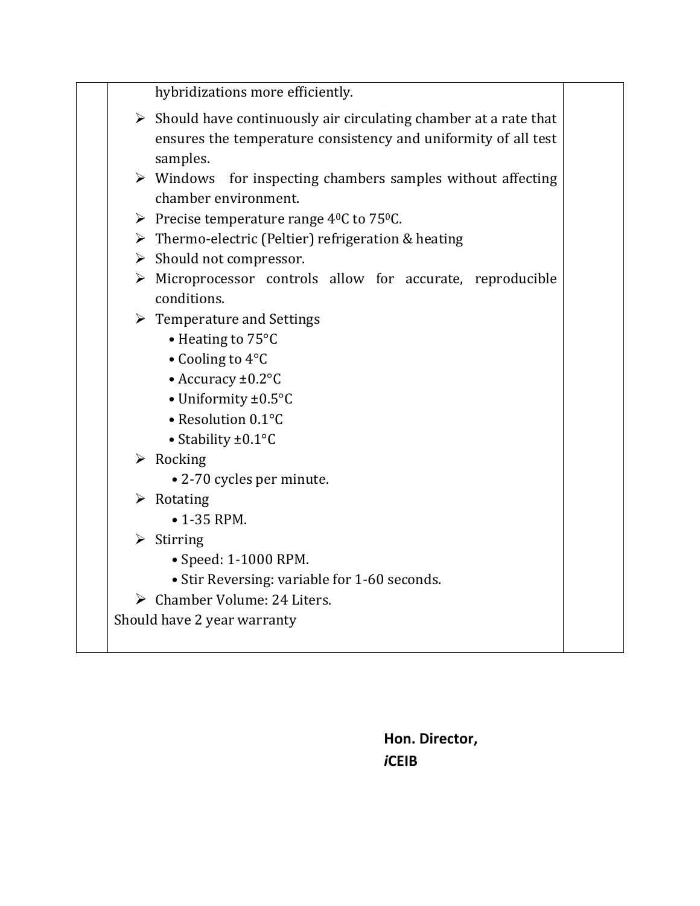| | | |
|---|---|---|
| | hybridizations more efficiently.<br>➢ Should have continuously air circulating chamber at a rate that ensures the temperature consistency and uniformity of all test samples.<br>➢ Windows for inspecting chambers samples without affecting chamber environment.<br>➢ Precise temperature range 4⁰C to 75⁰C.<br>➢ Thermo-electric (Peltier) refrigeration & heating<br>➢ Should not compressor.<br>➢ Microprocessor controls allow for accurate, reproducible conditions.<br>➢ Temperature and Settings<br>• Heating to 75°C<br>• Cooling to 4°C<br>• Accuracy ±0.2°C<br>• Uniformity ±0.5°C<br>• Resolution 0.1°C<br>• Stability ±0.1°C<br>➢ Rocking<br>• 2-70 cycles per minute.<br>➢ Rotating<br>• 1-35 RPM.<br>➢ Stirring<br>• Speed: 1-1000 RPM.<br>• Stir Reversing: variable for 1-60 seconds.<br>➢ Chamber Volume: 24 Liters.<br>Should have 2 year warranty | |

**Hon. Director,**
***i*CEIB**